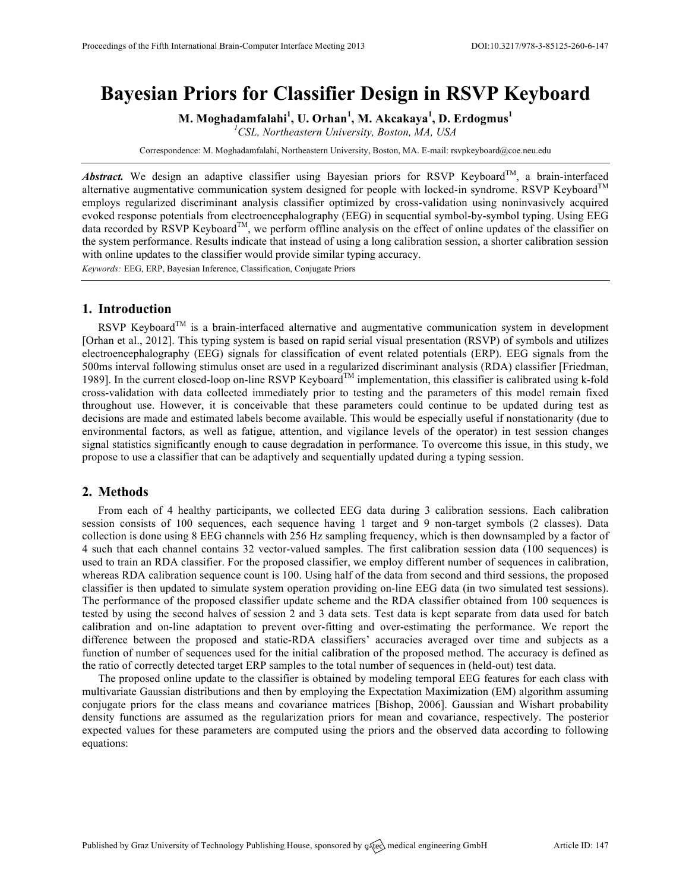# Bayesian Priors for Classifier Design in RSVP Keyboard

**M. Moghadamfalahi[1], U. Orhan[1], M. Akcakaya[1], D. Erdogmus[1]**

[1]*CSL, Northeastern University, Boston, MA, USA*

Correspondence: M. Moghadamfalahi, Northeastern University, Boston, MA. E-mail: rsvpkeyboard@coe.neu.edu

***Abstract.*** We design an adaptive classifier using Bayesian priors for RSVP Keyboard™, a brain-interfaced alternative augmentative communication system designed for people with locked-in syndrome. RSVP Keyboard™ employs regularized discriminant analysis classifier optimized by cross-validation using noninvasively acquired evoked response potentials from electroencephalography (EEG) in sequential symbol-by-symbol typing. Using EEG data recorded by RSVP Keyboard™, we perform offline analysis on the effect of online updates of the classifier on the system performance. Results indicate that instead of using a long calibration session, a shorter calibration session with online updates to the classifier would provide similar typing accuracy.

*Keywords:* EEG, ERP, Bayesian Inference, Classification, Conjugate Priors

## 1. Introduction

RSVP Keyboard™ is a brain-interfaced alternative and augmentative communication system in development [Orhan et al., 2012]. This typing system is based on rapid serial visual presentation (RSVP) of symbols and utilizes electroencephalography (EEG) signals for classification of event related potentials (ERP). EEG signals from the 500ms interval following stimulus onset are used in a regularized discriminant analysis (RDA) classifier [Friedman, 1989]. In the current closed-loop on-line RSVP Keyboard™ implementation, this classifier is calibrated using k-fold cross-validation with data collected immediately prior to testing and the parameters of this model remain fixed throughout use. However, it is conceivable that these parameters could continue to be updated during test as decisions are made and estimated labels become available. This would be especially useful if nonstationarity (due to environmental factors, as well as fatigue, attention, and vigilance levels of the operator) in test session changes signal statistics significantly enough to cause degradation in performance. To overcome this issue, in this study, we propose to use a classifier that can be adaptively and sequentially updated during a typing session.

## 2. Methods

From each of 4 healthy participants, we collected EEG data during 3 calibration sessions. Each calibration session consists of 100 sequences, each sequence having 1 target and 9 non-target symbols (2 classes). Data collection is done using 8 EEG channels with 256 Hz sampling frequency, which is then downsampled by a factor of 4 such that each channel contains 32 vector-valued samples. The first calibration session data (100 sequences) is used to train an RDA classifier. For the proposed classifier, we employ different number of sequences in calibration, whereas RDA calibration sequence count is 100. Using half of the data from second and third sessions, the proposed classifier is then updated to simulate system operation providing on-line EEG data (in two simulated test sessions). The performance of the proposed classifier update scheme and the RDA classifier obtained from 100 sequences is tested by using the second halves of session 2 and 3 data sets. Test data is kept separate from data used for batch calibration and on-line adaptation to prevent over-fitting and over-estimating the performance. We report the difference between the proposed and static-RDA classifiers' accuracies averaged over time and subjects as a function of number of sequences used for the initial calibration of the proposed method. The accuracy is defined as the ratio of correctly detected target ERP samples to the total number of sequences in (held-out) test data.

The proposed online update to the classifier is obtained by modeling temporal EEG features for each class with multivariate Gaussian distributions and then by employing the Expectation Maximization (EM) algorithm assuming conjugate priors for the class means and covariance matrices [Bishop, 2006]. Gaussian and Wishart probability density functions are assumed as the regularization priors for mean and covariance, respectively. The posterior expected values for these parameters are computed using the priors and the observed data according to following equations: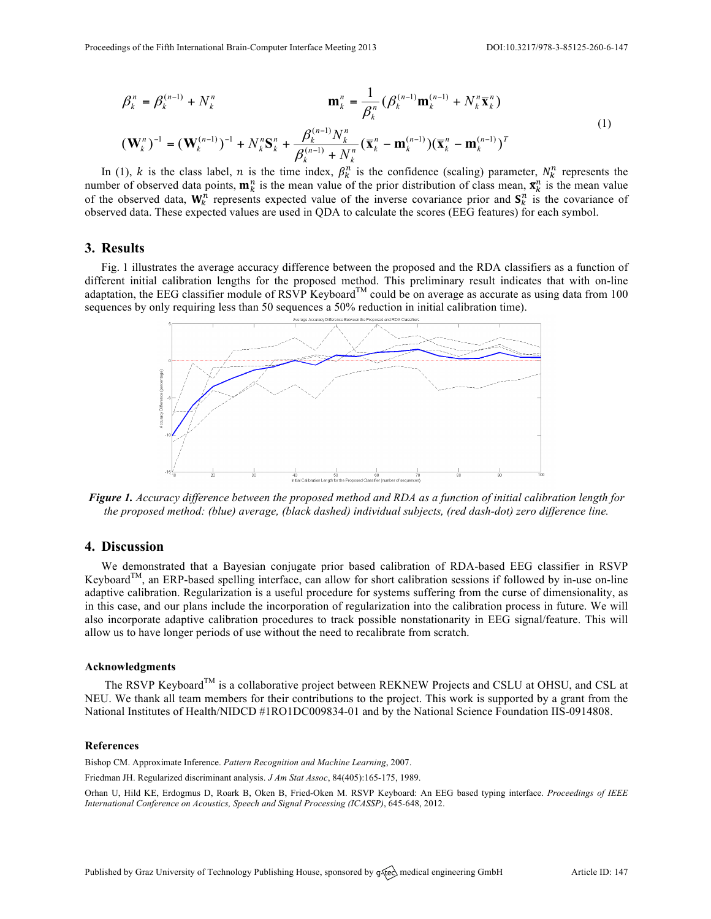$$\beta_k^n = \beta_k^{(n-1)} + N_k^n \qquad \mathbf{m}_k^n = \frac{1}{\beta_k^n}(\beta_k^{(n-1)}\mathbf{m}_k^{(n-1)} + N_k^n \bar{\mathbf{x}}_k^n)$$

$$(\mathbf{W}_k^n)^{-1} = (\mathbf{W}_k^{(n-1)})^{-1} + N_k^n \mathbf{S}_k^n + \frac{\beta_k^{(n-1)} N_k^n}{\beta_k^{(n-1)} + N_k^n}(\bar{\mathbf{x}}_k^n - \mathbf{m}_k^{(n-1)})(\bar{\mathbf{x}}_k^n - \mathbf{m}_k^{(n-1)})^T \tag{1}$$

In (1), $k$ is the class label, $n$ is the time index, $\beta_k^n$ is the confidence (scaling) parameter, $N_k^n$ represents the number of observed data points, $\mathbf{m}_k^n$ is the mean value of the prior distribution of class mean, $\bar{\mathbf{x}}_k^n$ is the mean value of the observed data, $\mathbf{W}_k^n$ represents expected value of the inverse covariance prior and $\mathbf{S}_k^n$ is the covariance of observed data. These expected values are used in QDA to calculate the scores (EEG features) for each symbol.

## 3. Results

Fig. 1 illustrates the average accuracy difference between the proposed and the RDA classifiers as a function of different initial calibration lengths for the proposed method. This preliminary result indicates that with on-line adaptation, the EEG classifier module of RSVP Keyboard™ could be on average as accurate as using data from 100 sequences by only requiring less than 50 sequences a 50% reduction in initial calibration time).

Average Accuracy Difference Between the Proposed and RDA Classifiers

Accuracy Difference (percentage)

5
0
-5
-10
-15

10 20 30 40 50 60 70 80 90 100

Initial Calibration Length for the Proposed Classifier (number of sequences)

***Figure 1.*** *Accuracy difference between the proposed method and RDA as a function of initial calibration length for the proposed method: (blue) average, (black dashed) individual subjects, (red dash-dot) zero difference line.*

## 4. Discussion

We demonstrated that a Bayesian conjugate prior based calibration of RDA-based EEG classifier in RSVP Keyboard™, an ERP-based spelling interface, can allow for short calibration sessions if followed by in-use on-line adaptive calibration. Regularization is a useful procedure for systems suffering from the curse of dimensionality, as in this case, and our plans include the incorporation of regularization into the calibration process in future. We will also incorporate adaptive calibration procedures to track possible nonstationarity in EEG signal/feature. This will allow us to have longer periods of use without the need to recalibrate from scratch.

### Acknowledgments

The RSVP Keyboard™ is a collaborative project between REKNEW Projects and CSLU at OHSU, and CSL at NEU. We thank all team members for their contributions to the project. This work is supported by a grant from the National Institutes of Health/NIDCD #1RO1DC009834-01 and by the National Science Foundation IIS-0914808.

### References

Bishop CM. Approximate Inference. *Pattern Recognition and Machine Learning*, 2007.

Friedman JH. Regularized discriminant analysis. *J Am Stat Assoc*, 84(405):165-175, 1989.

Orhan U, Hild KE, Erdogmus D, Roark B, Oken B, Fried-Oken M. RSVP Keyboard: An EEG based typing interface. *Proceedings of IEEE International Conference on Acoustics, Speech and Signal Processing (ICASSP)*, 645-648, 2012.